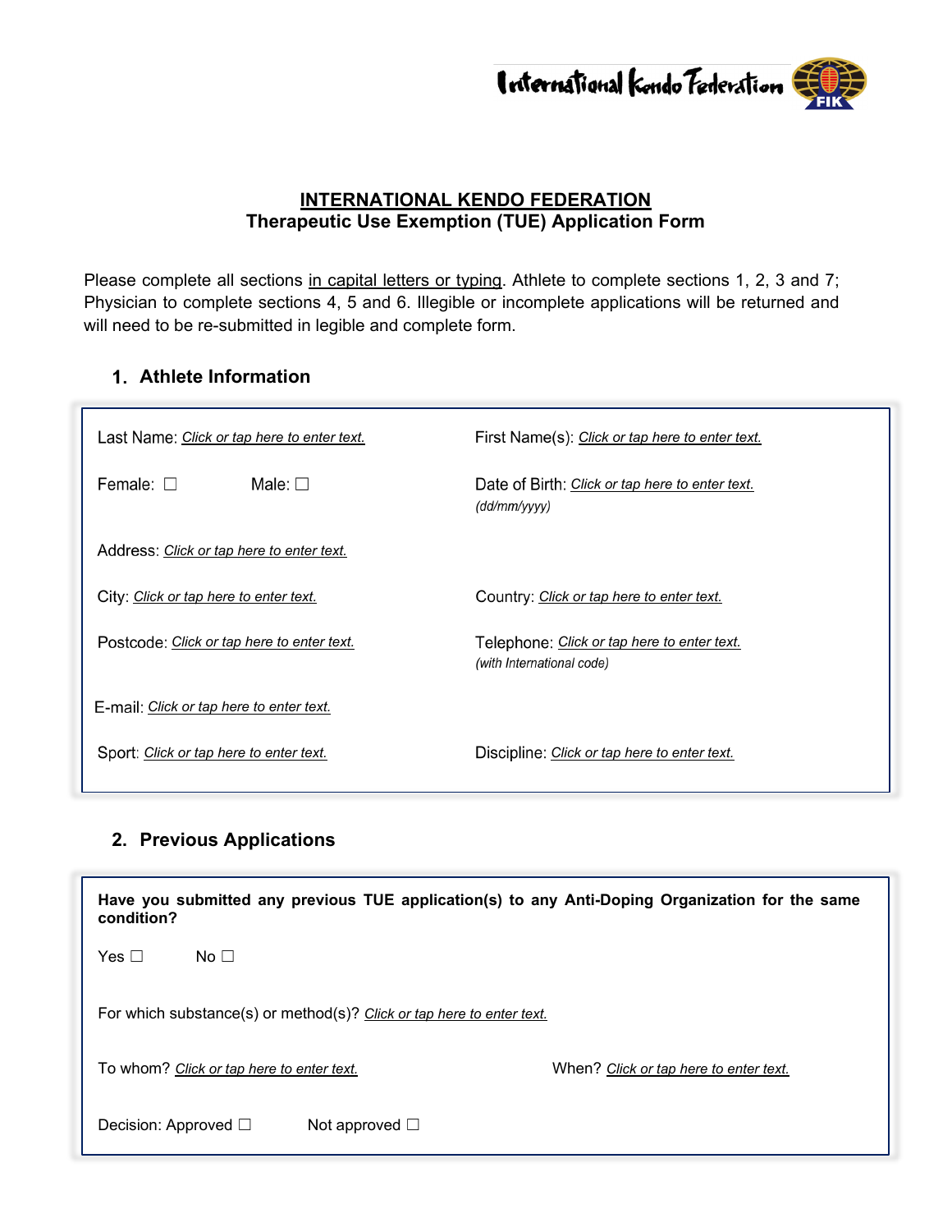# INTERNATIONAL KENDO FEDERATION

## Therapeutic Use Exemption (TUE) Application Form

Please complete all sections in capital letters or typing. Athlete to complete sections 1, 2, 3 and 7; Physician to complete sections 4, 5 and 6. Illegible or incomplete applications will be returned and will need to be re-submitted in legible and complete form.

### 1. Athlete Information

Last Name: *Click or tap here to enter text.*

First Name(s): *Click or tap here to enter text.*

Female: ☐ Male: ☐

Date of Birth: *Click or tap here to enter text.* *(dd/mm/yyyy)*

Address: *Click or tap here to enter text.*

City: *Click or tap here to enter text.*

Country: *Click or tap here to enter text.*

Postcode: *Click or tap here to enter text.*

Telephone: *Click or tap here to enter text.* *(with International code)*

E-mail: *Click or tap here to enter text.*

Sport: *Click or tap here to enter text.*

Discipline: *Click or tap here to enter text.*

### 2. Previous Applications

**Have you submitted any previous TUE application(s) to any Anti-Doping Organization for the same condition?**

Yes ☐ No ☐

For which substance(s) or method(s)? *Click or tap here to enter text.*

To whom? *Click or tap here to enter text.*

When? *Click or tap here to enter text.*

Decision: Approved ☐ Not approved ☐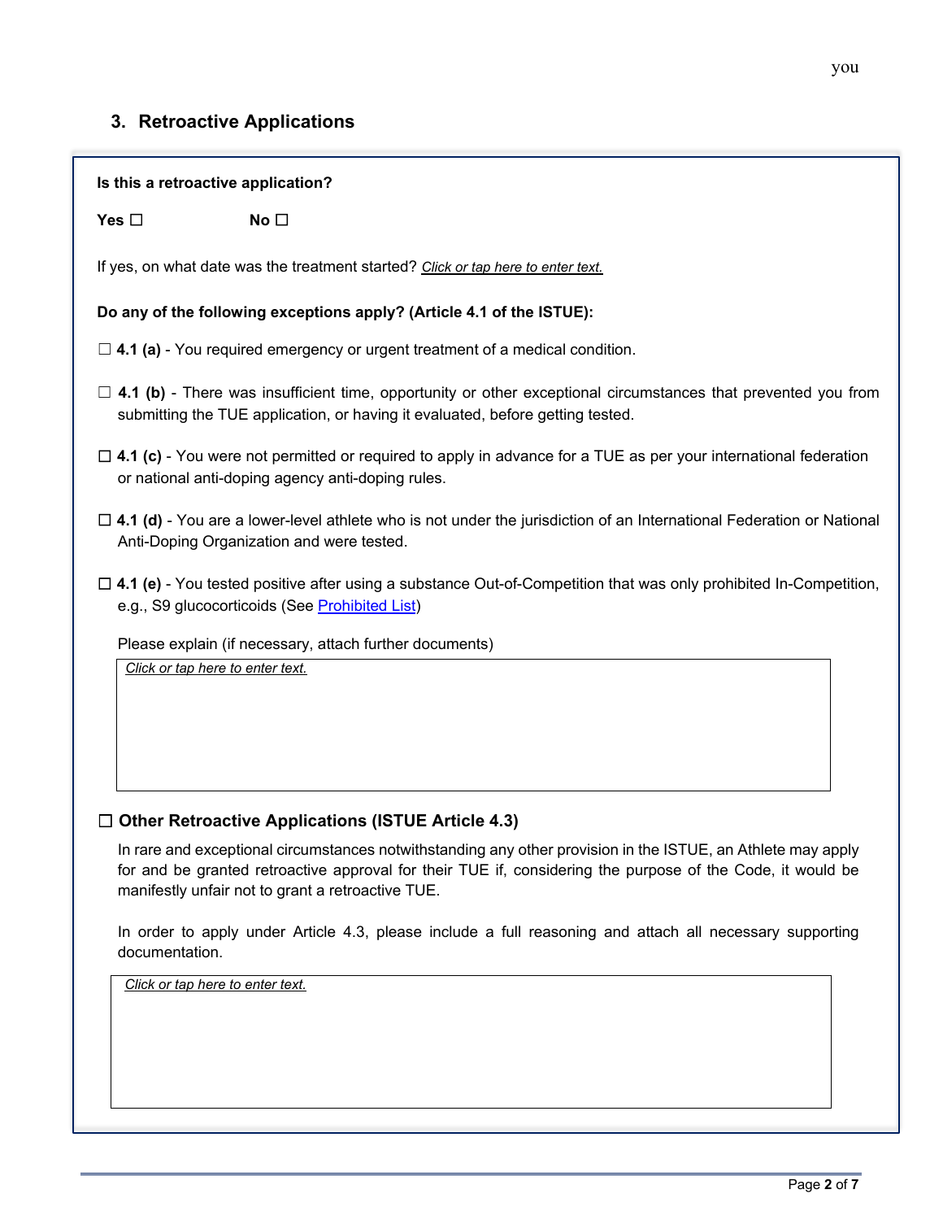you

## 3. Retroactive Applications

**Is this a retroactive application?**

**Yes** ☐ **No** ☐

If yes, on what date was the treatment started? *Click or tap here to enter text.*

**Do any of the following exceptions apply? (Article 4.1 of the ISTUE):**

☐ **4.1 (a)** - You required emergency or urgent treatment of a medical condition.

☐ **4.1 (b)** - There was insufficient time, opportunity or other exceptional circumstances that prevented you from submitting the TUE application, or having it evaluated, before getting tested.

☐ **4.1 (c)** - You were not permitted or required to apply in advance for a TUE as per your international federation or national anti-doping agency anti-doping rules.

☐ **4.1 (d)** - You are a lower-level athlete who is not under the jurisdiction of an International Federation or National Anti-Doping Organization and were tested.

☐ **4.1 (e)** - You tested positive after using a substance Out-of-Competition that was only prohibited In-Competition, e.g., S9 glucocorticoids (See Prohibited List)

Please explain (if necessary, attach further documents)

*Click or tap here to enter text.*

### ☐ Other Retroactive Applications (ISTUE Article 4.3)

In rare and exceptional circumstances notwithstanding any other provision in the ISTUE, an Athlete may apply for and be granted retroactive approval for their TUE if, considering the purpose of the Code, it would be manifestly unfair not to grant a retroactive TUE.

In order to apply under Article 4.3, please include a full reasoning and attach all necessary supporting documentation.

*Click or tap here to enter text.*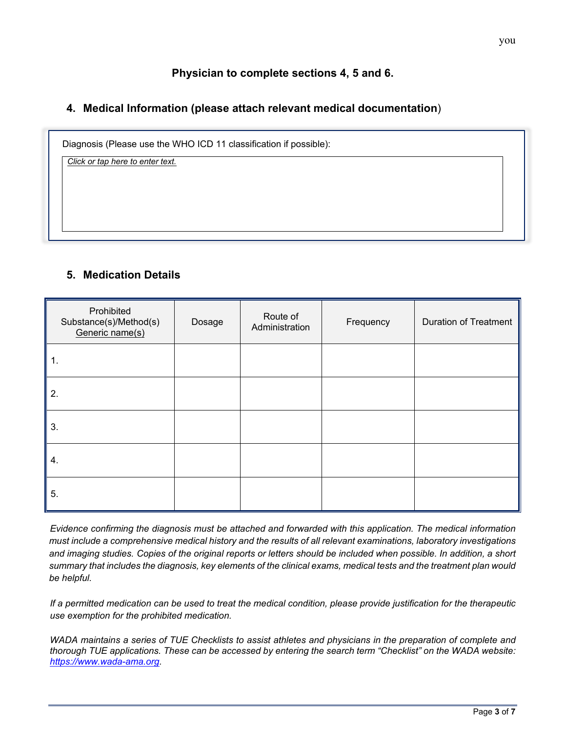you

**Physician to complete sections 4, 5 and 6.**

## 4. Medical Information (please attach relevant medical documentation)

Diagnosis (Please use the WHO ICD 11 classification if possible):

*Click or tap here to enter text.*

## 5. Medication Details

| Prohibited Substance(s)/Method(s) Generic name(s) | Dosage | Route of Administration | Frequency | Duration of Treatment |
|---|---|---|---|---|
| 1. | | | | |
| 2. | | | | |
| 3. | | | | |
| 4. | | | | |
| 5. | | | | |

*Evidence confirming the diagnosis must be attached and forwarded with this application. The medical information must include a comprehensive medical history and the results of all relevant examinations, laboratory investigations and imaging studies. Copies of the original reports or letters should be included when possible. In addition, a short summary that includes the diagnosis, key elements of the clinical exams, medical tests and the treatment plan would be helpful.*

*If a permitted medication can be used to treat the medical condition, please provide justification for the therapeutic use exemption for the prohibited medication.*

*WADA maintains a series of TUE Checklists to assist athletes and physicians in the preparation of complete and thorough TUE applications. These can be accessed by entering the search term "Checklist" on the WADA website: https://www.wada-ama.org.*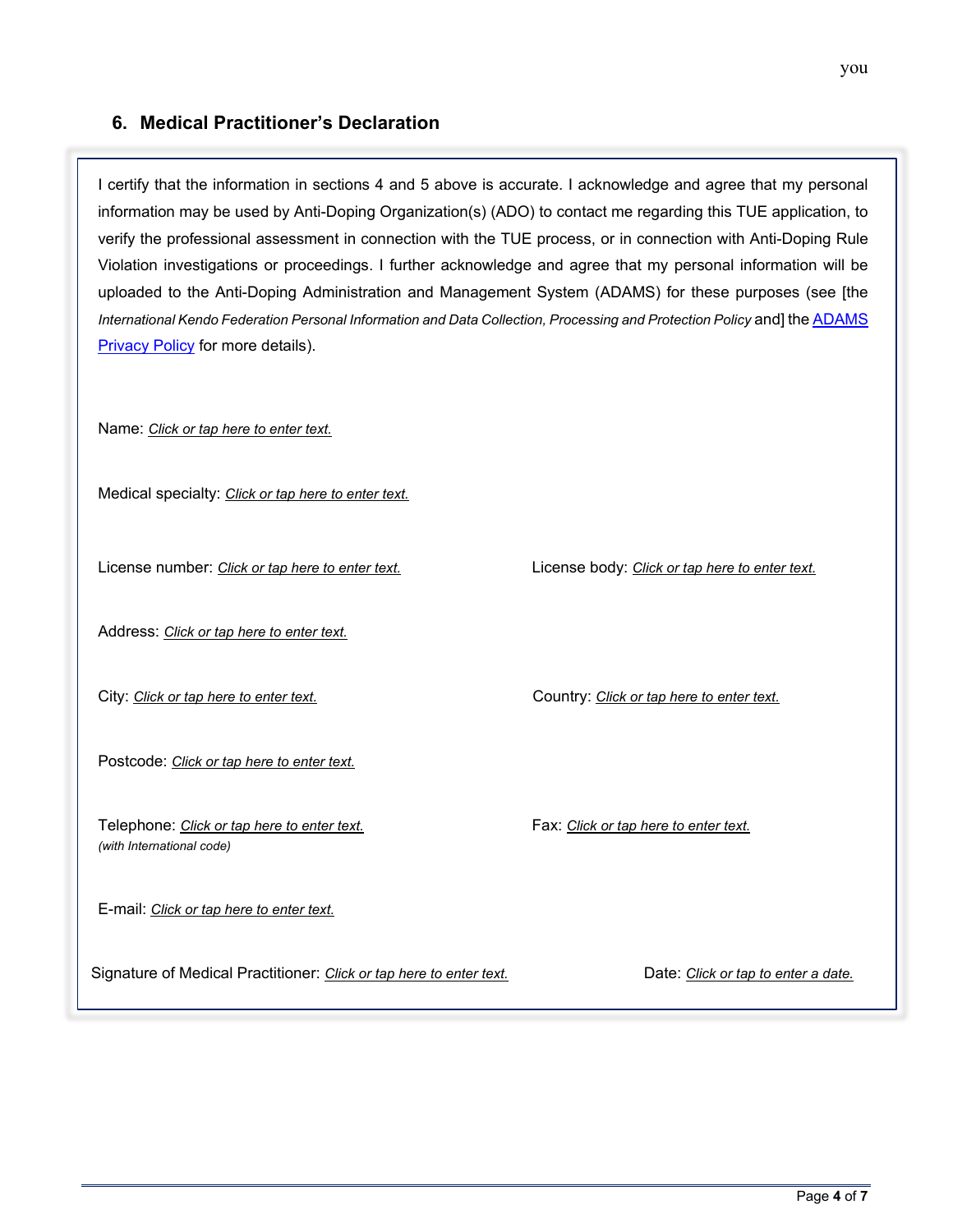you

## 6. Medical Practitioner's Declaration

I certify that the information in sections 4 and 5 above is accurate. I acknowledge and agree that my personal information may be used by Anti-Doping Organization(s) (ADO) to contact me regarding this TUE application, to verify the professional assessment in connection with the TUE process, or in connection with Anti-Doping Rule Violation investigations or proceedings. I further acknowledge and agree that my personal information will be uploaded to the Anti-Doping Administration and Management System (ADAMS) for these purposes (see [the *International Kendo Federation Personal Information and Data Collection, Processing and Protection Policy* and] the ADAMS Privacy Policy for more details).

Name: *Click or tap here to enter text.*

Medical specialty: *Click or tap here to enter text.*

License number: *Click or tap here to enter text.*

License body: *Click or tap here to enter text.*

Address: *Click or tap here to enter text.*

City: *Click or tap here to enter text.*

Country: *Click or tap here to enter text.*

Postcode: *Click or tap here to enter text.*

Telephone: *Click or tap here to enter text.*
*(with International code)*

Fax: *Click or tap here to enter text.*

E-mail: *Click or tap here to enter text.*

Signature of Medical Practitioner: *Click or tap here to enter text.*

Date: *Click or tap to enter a date.*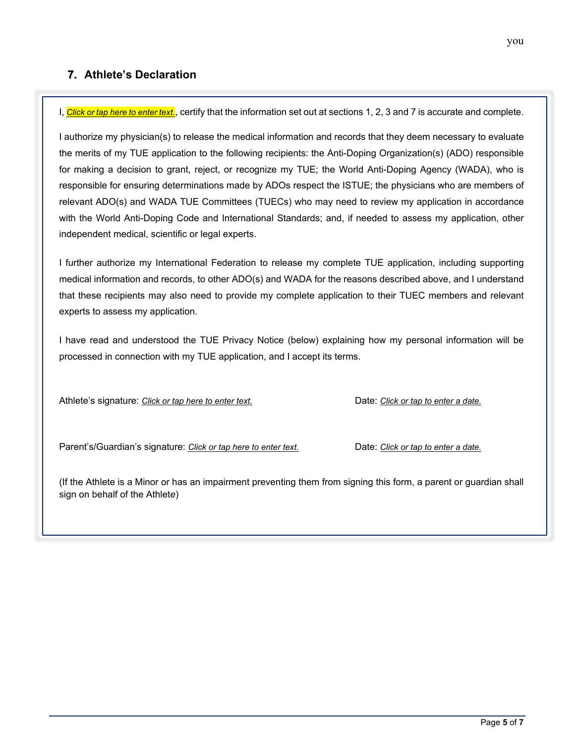you

## 7. Athlete's Declaration

I, *Click or tap here to enter text.*, certify that the information set out at sections 1, 2, 3 and 7 is accurate and complete.

I authorize my physician(s) to release the medical information and records that they deem necessary to evaluate the merits of my TUE application to the following recipients: the Anti-Doping Organization(s) (ADO) responsible for making a decision to grant, reject, or recognize my TUE; the World Anti-Doping Agency (WADA), who is responsible for ensuring determinations made by ADOs respect the ISTUE; the physicians who are members of relevant ADO(s) and WADA TUE Committees (TUECs) who may need to review my application in accordance with the World Anti-Doping Code and International Standards; and, if needed to assess my application, other independent medical, scientific or legal experts.

I further authorize my International Federation to release my complete TUE application, including supporting medical information and records, to other ADO(s) and WADA for the reasons described above, and I understand that these recipients may also need to provide my complete application to their TUEC members and relevant experts to assess my application.

I have read and understood the TUE Privacy Notice (below) explaining how my personal information will be processed in connection with my TUE application, and I accept its terms.

Athlete's signature: *Click or tap here to enter text.* Date: *Click or tap to enter a date.*

Parent's/Guardian's signature: *Click or tap here to enter text.* Date: *Click or tap to enter a date.*

(If the Athlete is a Minor or has an impairment preventing them from signing this form, a parent or guardian shall sign on behalf of the Athlete)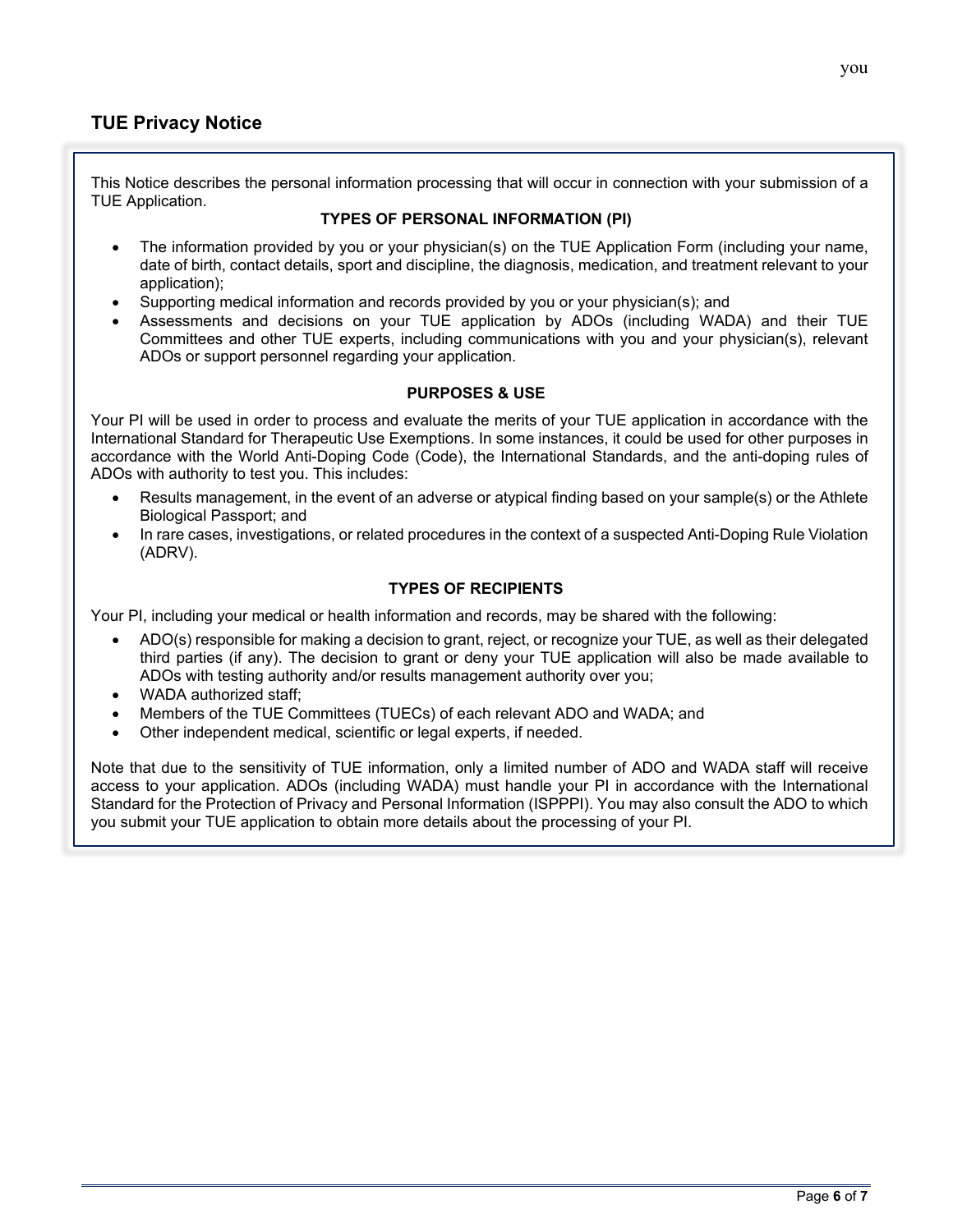you

## TUE Privacy Notice

This Notice describes the personal information processing that will occur in connection with your submission of a TUE Application.

**TYPES OF PERSONAL INFORMATION (PI)**

- The information provided by you or your physician(s) on the TUE Application Form (including your name, date of birth, contact details, sport and discipline, the diagnosis, medication, and treatment relevant to your application);
- Supporting medical information and records provided by you or your physician(s); and
- Assessments and decisions on your TUE application by ADOs (including WADA) and their TUE Committees and other TUE experts, including communications with you and your physician(s), relevant ADOs or support personnel regarding your application.

**PURPOSES & USE**

Your PI will be used in order to process and evaluate the merits of your TUE application in accordance with the International Standard for Therapeutic Use Exemptions. In some instances, it could be used for other purposes in accordance with the World Anti-Doping Code (Code), the International Standards, and the anti-doping rules of ADOs with authority to test you. This includes:

- Results management, in the event of an adverse or atypical finding based on your sample(s) or the Athlete Biological Passport; and
- In rare cases, investigations, or related procedures in the context of a suspected Anti-Doping Rule Violation (ADRV).

**TYPES OF RECIPIENTS**

Your PI, including your medical or health information and records, may be shared with the following:

- ADO(s) responsible for making a decision to grant, reject, or recognize your TUE, as well as their delegated third parties (if any). The decision to grant or deny your TUE application will also be made available to ADOs with testing authority and/or results management authority over you;
- WADA authorized staff;
- Members of the TUE Committees (TUECs) of each relevant ADO and WADA; and
- Other independent medical, scientific or legal experts, if needed.

Note that due to the sensitivity of TUE information, only a limited number of ADO and WADA staff will receive access to your application. ADOs (including WADA) must handle your PI in accordance with the International Standard for the Protection of Privacy and Personal Information (ISPPPI). You may also consult the ADO to which you submit your TUE application to obtain more details about the processing of your PI.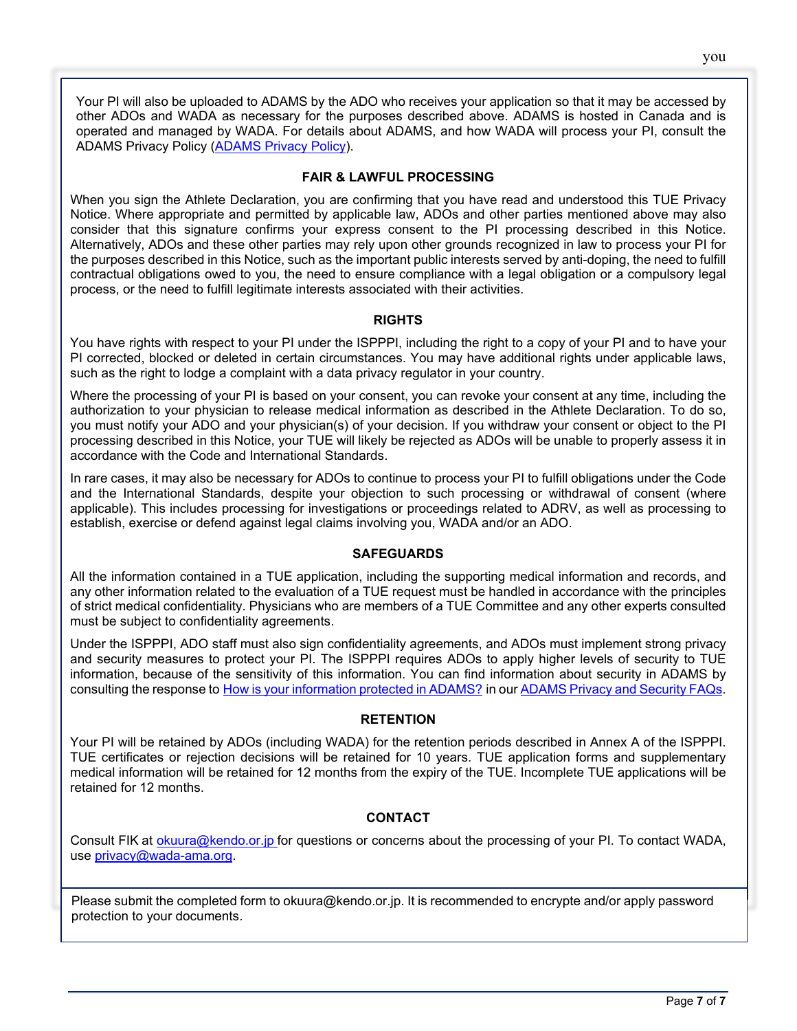Your PI will also be uploaded to ADAMS by the ADO who receives your application so that it may be accessed by other ADOs and WADA as necessary for the purposes described above. ADAMS is hosted in Canada and is operated and managed by WADA. For details about ADAMS, and how WADA will process your PI, consult the ADAMS Privacy Policy (ADAMS Privacy Policy).

**FAIR & LAWFUL PROCESSING**

When you sign the Athlete Declaration, you are confirming that you have read and understood this TUE Privacy Notice. Where appropriate and permitted by applicable law, ADOs and other parties mentioned above may also consider that this signature confirms your express consent to the PI processing described in this Notice. Alternatively, ADOs and these other parties may rely upon other grounds recognized in law to process your PI for the purposes described in this Notice, such as the important public interests served by anti-doping, the need to fulfill contractual obligations owed to you, the need to ensure compliance with a legal obligation or a compulsory legal process, or the need to fulfill legitimate interests associated with their activities.

**RIGHTS**

You have rights with respect to your PI under the ISPPPI, including the right to a copy of your PI and to have your PI corrected, blocked or deleted in certain circumstances. You may have additional rights under applicable laws, such as the right to lodge a complaint with a data privacy regulator in your country.

Where the processing of your PI is based on your consent, you can revoke your consent at any time, including the authorization to your physician to release medical information as described in the Athlete Declaration. To do so, you must notify your ADO and your physician(s) of your decision. If you withdraw your consent or object to the PI processing described in this Notice, your TUE will likely be rejected as ADOs will be unable to properly assess it in accordance with the Code and International Standards.

In rare cases, it may also be necessary for ADOs to continue to process your PI to fulfill obligations under the Code and the International Standards, despite your objection to such processing or withdrawal of consent (where applicable). This includes processing for investigations or proceedings related to ADRV, as well as processing to establish, exercise or defend against legal claims involving you, WADA and/or an ADO.

**SAFEGUARDS**

All the information contained in a TUE application, including the supporting medical information and records, and any other information related to the evaluation of a TUE request must be handled in accordance with the principles of strict medical confidentiality. Physicians who are members of a TUE Committee and any other experts consulted must be subject to confidentiality agreements.

Under the ISPPPI, ADO staff must also sign confidentiality agreements, and ADOs must implement strong privacy and security measures to protect your PI. The ISPPPI requires ADOs to apply higher levels of security to TUE information, because of the sensitivity of this information. You can find information about security in ADAMS by consulting the response to How is your information protected in ADAMS? in our ADAMS Privacy and Security FAQs.

**RETENTION**

Your PI will be retained by ADOs (including WADA) for the retention periods described in Annex A of the ISPPPI. TUE certificates or rejection decisions will be retained for 10 years. TUE application forms and supplementary medical information will be retained for 12 months from the expiry of the TUE. Incomplete TUE applications will be retained for 12 months.

**CONTACT**

Consult FIK at okuura@kendo.or.jp for questions or concerns about the processing of your PI. To contact WADA, use privacy@wada-ama.org.

Please submit the completed form to okuura@kendo.or.jp. It is recommended to encrypt and/or apply password protection to your documents.